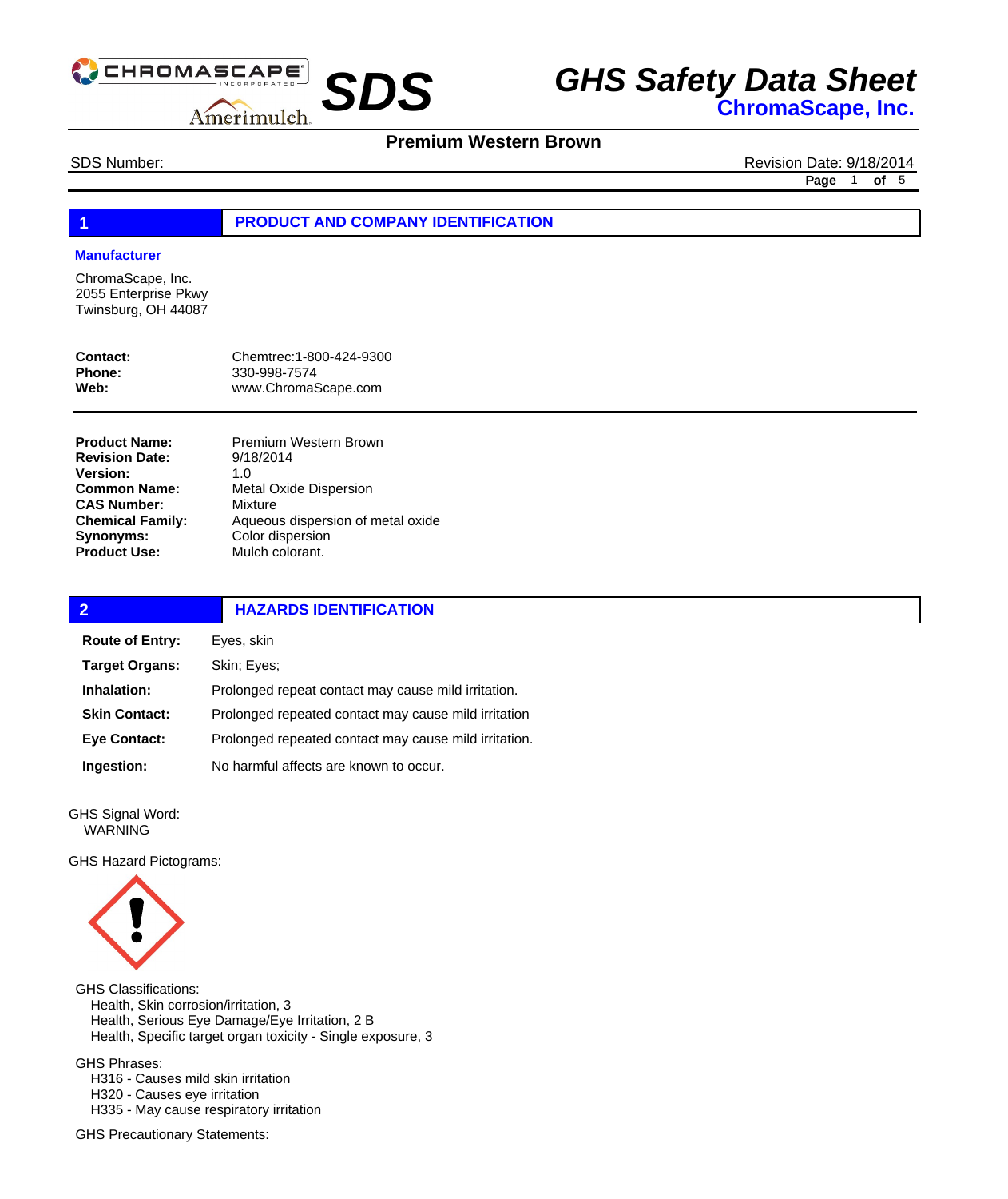# SDS

# GHS Safety Data Sheet

**ChromaScape, Inc.**

## Premium Western Brown

SDS Number:

Revision Date: 9/18/2014

## 1 PRODUCT AND COMPANY IDENTIFICATION

### Manufacturer

ChromaScape, Inc.
2055 Enterprise Pkwy
Twinsburg, OH 44087

| | |
|---|---|
| **Contact:** | Chemtrec:1-800-424-9300 |
| **Phone:** | 330-998-7574 |
| **Web:** | www.ChromaScape.com |

| | |
|---|---|
| **Product Name:** | Premium Western Brown |
| **Revision Date:** | 9/18/2014 |
| **Version:** | 1.0 |
| **Common Name:** | Metal Oxide Dispersion |
| **CAS Number:** | Mixture |
| **Chemical Family:** | Aqueous dispersion of metal oxide |
| **Synonyms:** | Color dispersion |
| **Product Use:** | Mulch colorant. |

## 2 HAZARDS IDENTIFICATION

| | |
|---|---|
| **Route of Entry:** | Eyes, skin |
| **Target Organs:** | Skin; Eyes; |
| **Inhalation:** | Prolonged repeat contact may cause mild irritation. |
| **Skin Contact:** | Prolonged repeated contact may cause mild irritation |
| **Eye Contact:** | Prolonged repeated contact may cause mild irritation. |
| **Ingestion:** | No harmful affects are known to occur. |

GHS Signal Word:
WARNING

GHS Hazard Pictograms:

GHS Classifications:
- Health, Skin corrosion/irritation, 3
- Health, Serious Eye Damage/Eye Irritation, 2 B
- Health, Specific target organ toxicity - Single exposure, 3

GHS Phrases:
- H316 - Causes mild skin irritation
- H320 - Causes eye irritation
- H335 - May cause respiratory irritation

GHS Precautionary Statements: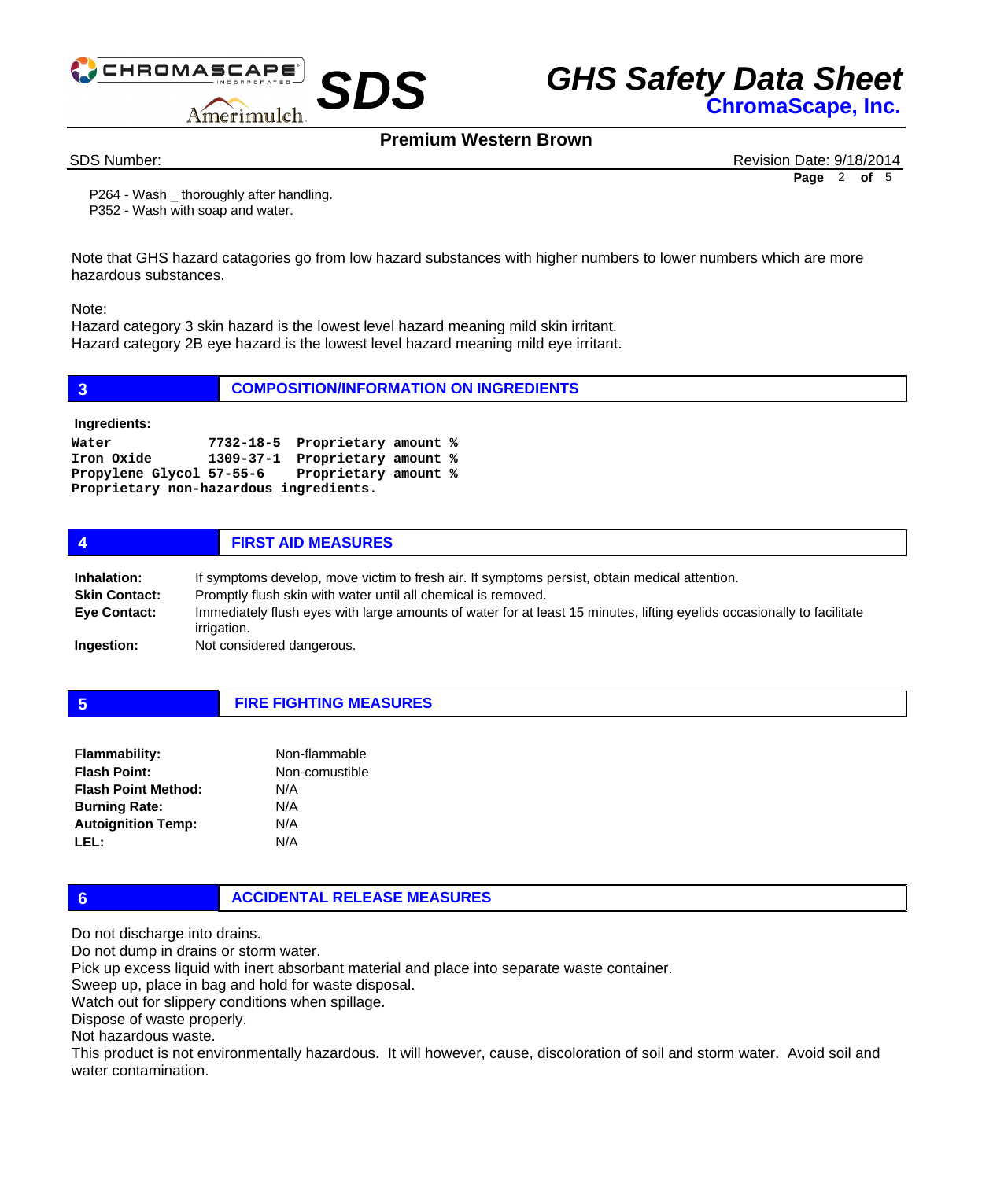P264 - Wash _ thoroughly after handling.
P352 - Wash with soap and water.

Note that GHS hazard catagories go from low hazard substances with higher numbers to lower numbers which are more hazardous substances.

Note:
Hazard category 3 skin hazard is the lowest level hazard meaning mild skin irritant.
Hazard category 2B eye hazard is the lowest level hazard meaning mild eye irritant.

## 3 COMPOSITION/INFORMATION ON INGREDIENTS

**Ingredients:**

```
Water           7732-18-5  Proprietary amount %
Iron Oxide      1309-37-1  Proprietary amount %
Propylene Glycol 57-55-6   Proprietary amount %
Proprietary non-hazardous ingredients.
```

## 4 FIRST AID MEASURES

**Inhalation:** If symptoms develop, move victim to fresh air. If symptoms persist, obtain medical attention.
**Skin Contact:** Promptly flush skin with water until all chemical is removed.
**Eye Contact:** Immediately flush eyes with large amounts of water for at least 15 minutes, lifting eyelids occasionally to facilitate irrigation.
**Ingestion:** Not considered dangerous.

## 5 FIRE FIGHTING MEASURES

| | |
|---|---|
| **Flammability:** | Non-flammable |
| **Flash Point:** | Non-comustible |
| **Flash Point Method:** | N/A |
| **Burning Rate:** | N/A |
| **Autoignition Temp:** | N/A |
| **LEL:** | N/A |

## 6 ACCIDENTAL RELEASE MEASURES

Do not discharge into drains.
Do not dump in drains or storm water.
Pick up excess liquid with inert absorbant material and place into separate waste container.
Sweep up, place in bag and hold for waste disposal.
Watch out for slippery conditions when spillage.
Dispose of waste properly.
Not hazardous waste.
This product is not environmentally hazardous. It will however, cause, discoloration of soil and storm water. Avoid soil and water contamination.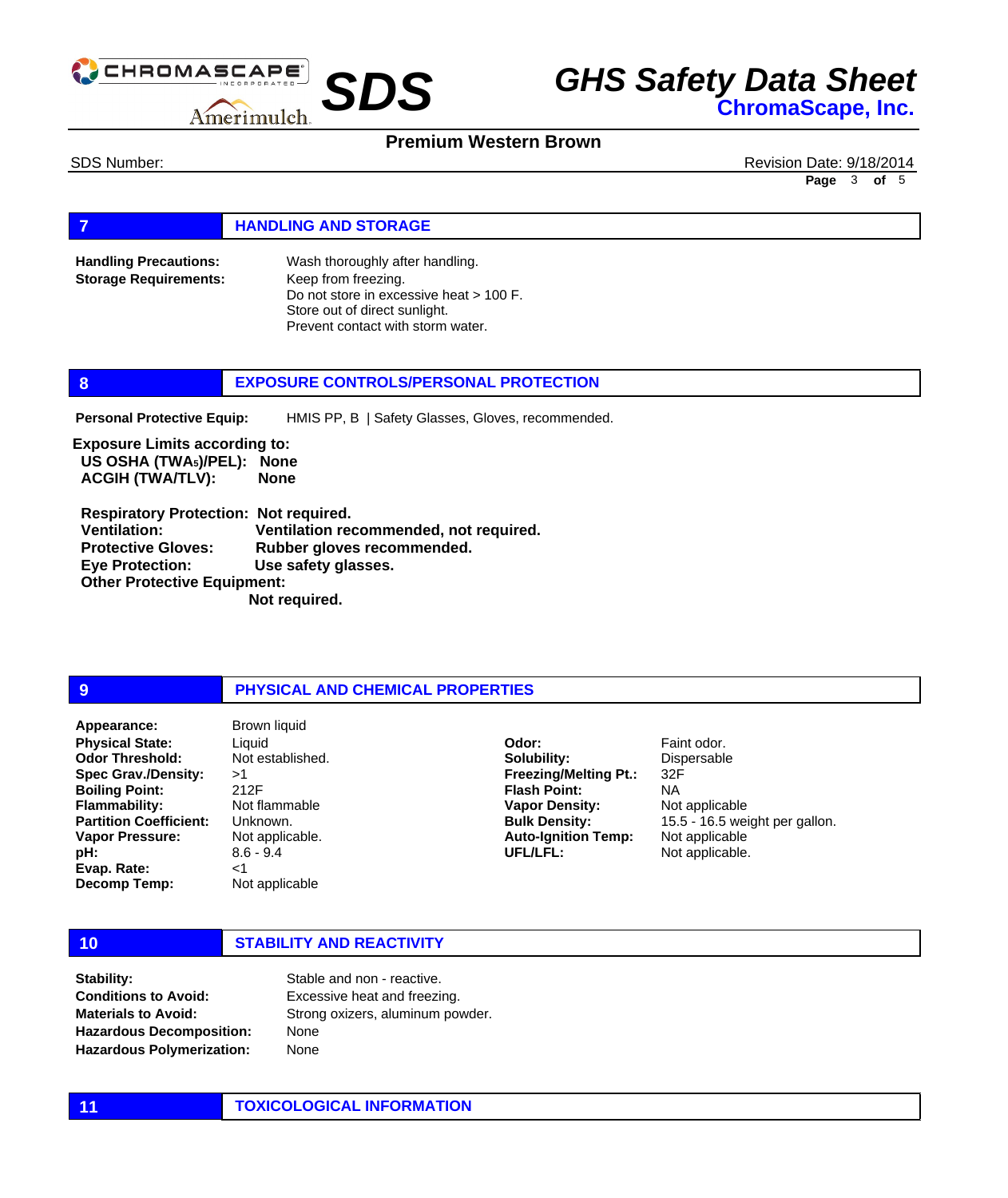## 7 HANDLING AND STORAGE

**Handling Precautions:** Wash thoroughly after handling.

**Storage Requirements:** Keep from freezing.
Do not store in excessive heat > 100 F.
Store out of direct sunlight.
Prevent contact with storm water.

## 8 EXPOSURE CONTROLS/PERSONAL PROTECTION

**Personal Protective Equip:** HMIS PP, B | Safety Glasses, Gloves, recommended.

**Exposure Limits according to:**
**US OSHA (TWAs)/PEL): None**
**ACGIH (TWA/TLV): None**

**Respiratory Protection: Not required.**
**Ventilation: Ventilation recommended, not required.**
**Protective Gloves: Rubber gloves recommended.**
**Eye Protection: Use safety glasses.**
**Other Protective Equipment: Not required.**

## 9 PHYSICAL AND CHEMICAL PROPERTIES

**Appearance:** Brown liquid
**Physical State:** Liquid
**Odor Threshold:** Not established.
**Spec Grav./Density:** >1
**Boiling Point:** 212F
**Flammability:** Not flammable
**Partition Coefficient:** Unknown.
**Vapor Pressure:** Not applicable.
**pH:** 8.6 - 9.4
**Evap. Rate:** <1
**Decomp Temp:** Not applicable

**Odor:** Faint odor.
**Solubility:** Dispersable
**Freezing/Melting Pt.:** 32F
**Flash Point:** NA
**Vapor Density:** Not applicable
**Bulk Density:** 15.5 - 16.5 weight per gallon.
**Auto-Ignition Temp:** Not applicable
**UFL/LFL:** Not applicable.

## 10 STABILITY AND REACTIVITY

**Stability:** Stable and non - reactive.
**Conditions to Avoid:** Excessive heat and freezing.
**Materials to Avoid:** Strong oxizers, aluminum powder.
**Hazardous Decomposition:** None
**Hazardous Polymerization:** None

## 11 TOXICOLOGICAL INFORMATION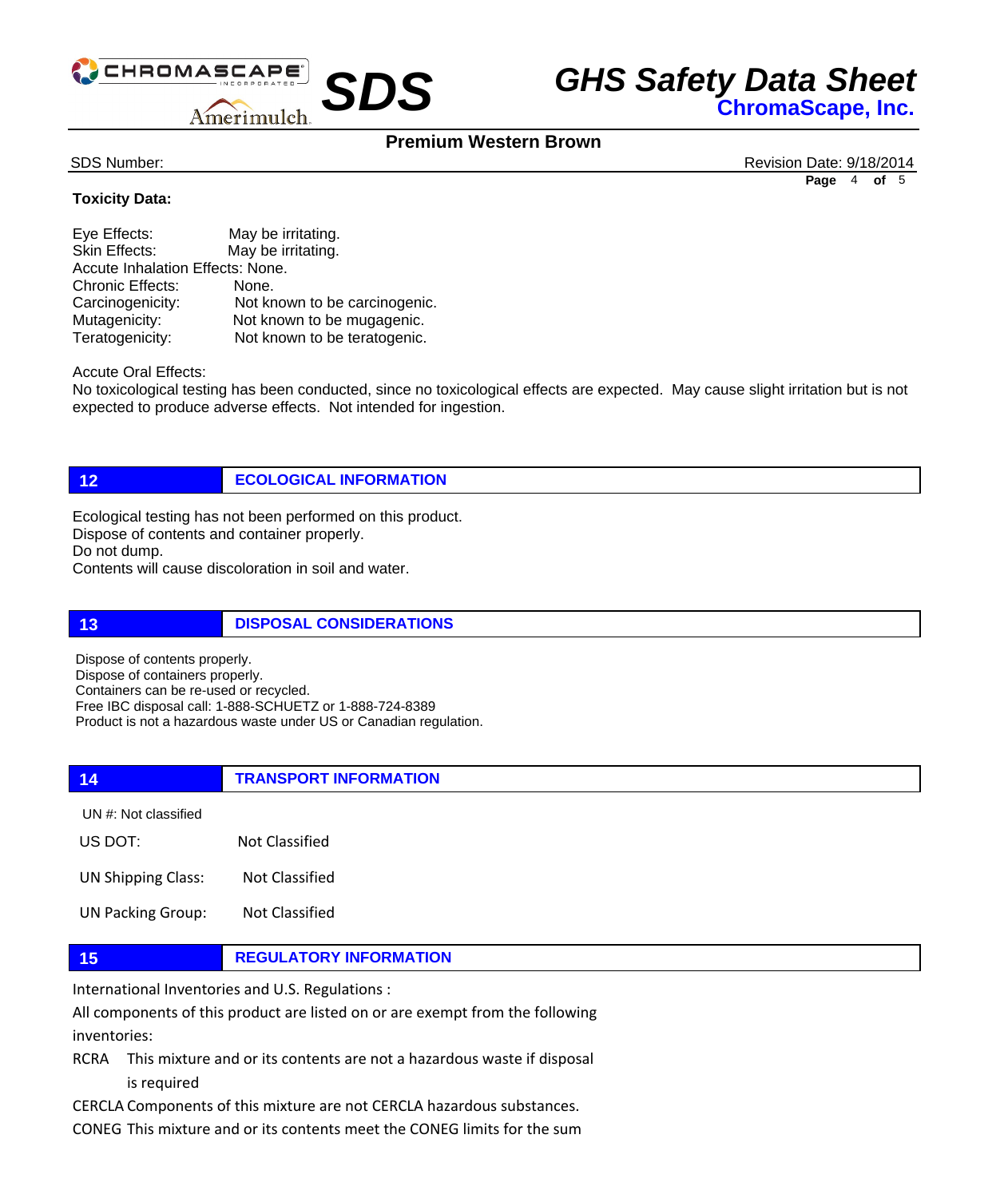**Toxicity Data:**

Eye Effects: May be irritating.
Skin Effects: May be irritating.
Accute Inhalation Effects: None.
Chronic Effects: None.
Carcinogenicity: Not known to be carcinogenic.
Mutagenicity: Not known to be mugagenic.
Teratogenicity: Not known to be teratogenic.

Accute Oral Effects:
No toxicological testing has been conducted, since no toxicological effects are expected. May cause slight irritation but is not expected to produce adverse effects. Not intended for ingestion.

## 12 ECOLOGICAL INFORMATION

Ecological testing has not been performed on this product.
Dispose of contents and container properly.
Do not dump.
Contents will cause discoloration in soil and water.

## 13 DISPOSAL CONSIDERATIONS

Dispose of contents properly.
Dispose of containers properly.
Containers can be re-used or recycled.
Free IBC disposal call: 1-888-SCHUETZ or 1-888-724-8389
Product is not a hazardous waste under US or Canadian regulation.

## 14 TRANSPORT INFORMATION

UN #: Not classified

US DOT: Not Classified

UN Shipping Class: Not Classified

UN Packing Group: Not Classified

## 15 REGULATORY INFORMATION

International Inventories and U.S. Regulations :

All components of this product are listed on or are exempt from the following inventories:

RCRA This mixture and or its contents are not a hazardous waste if disposal is required

CERCLA Components of this mixture are not CERCLA hazardous substances.

CONEG This mixture and or its contents meet the CONEG limits for the sum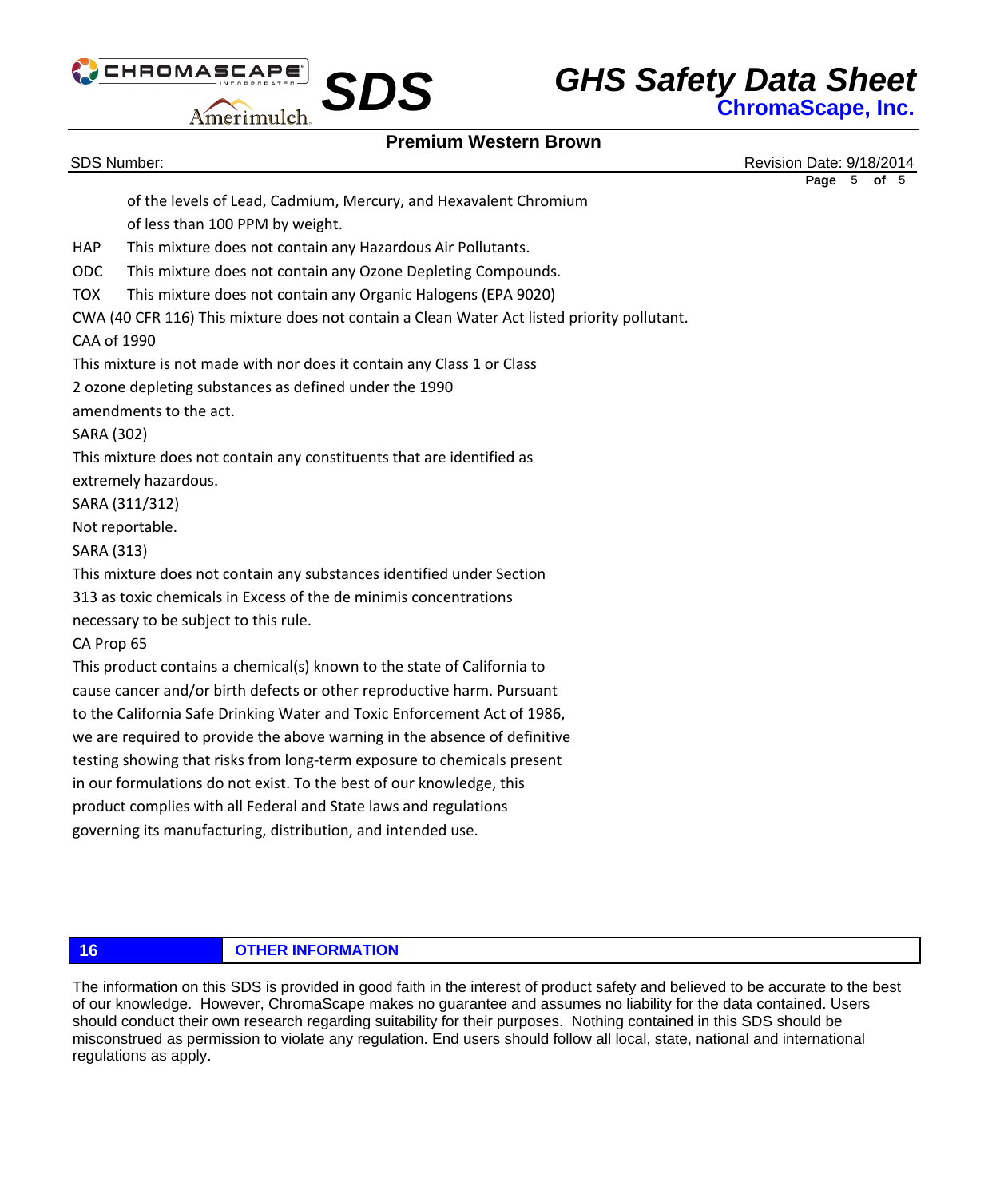of the levels of Lead, Cadmium, Mercury, and Hexavalent Chromium of less than 100 PPM by weight.

HAP This mixture does not contain any Hazardous Air Pollutants.

ODC This mixture does not contain any Ozone Depleting Compounds.

TOX This mixture does not contain any Organic Halogens (EPA 9020)

CWA (40 CFR 116) This mixture does not contain a Clean Water Act listed priority pollutant.

CAA of 1990

This mixture is not made with nor does it contain any Class 1 or Class 2 ozone depleting substances as defined under the 1990 amendments to the act.

SARA (302)

This mixture does not contain any constituents that are identified as extremely hazardous.

SARA (311/312)

Not reportable.

SARA (313)

This mixture does not contain any substances identified under Section 313 as toxic chemicals in Excess of the de minimis concentrations necessary to be subject to this rule.

CA Prop 65

This product contains a chemical(s) known to the state of California to cause cancer and/or birth defects or other reproductive harm. Pursuant to the California Safe Drinking Water and Toxic Enforcement Act of 1986, we are required to provide the above warning in the absence of definitive testing showing that risks from long-term exposure to chemicals present in our formulations do not exist. To the best of our knowledge, this product complies with all Federal and State laws and regulations governing its manufacturing, distribution, and intended use.

## 16 OTHER INFORMATION

The information on this SDS is provided in good faith in the interest of product safety and believed to be accurate to the best of our knowledge. However, ChromaScape makes no guarantee and assumes no liability for the data contained. Users should conduct their own research regarding suitability for their purposes. Nothing contained in this SDS should be misconstrued as permission to violate any regulation. End users should follow all local, state, national and international regulations as apply.